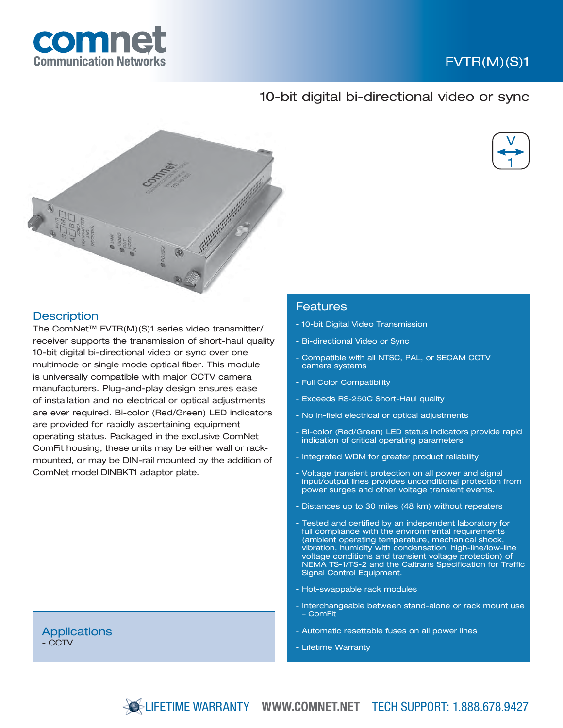# FVTR(M)(S)1

## 10-bit digital bi-directional video or sync

## Description

The ComNet™ FVTR(M)(S)1 series video transmitter/receiver supports the transmission of short-haul quality 10-bit digital bi-directional video or sync over one multimode or single mode optical fiber. This module is universally compatible with major CCTV camera manufacturers. Plug-and-play design ensures ease of installation and no electrical or optical adjustments are ever required. Bi-color (Red/Green) LED indicators are provided for rapidly ascertaining equipment operating status. Packaged in the exclusive ComNet ComFit housing, these units may be either wall or rack-mounted, or may be DIN-rail mounted by the addition of ComNet model DINBKT1 adaptor plate.

## Applications

- CCTV

## Features

- 10-bit Digital Video Transmission
- Bi-directional Video or Sync
- Compatible with all NTSC, PAL, or SECAM CCTV camera systems
- Full Color Compatibility
- Exceeds RS-250C Short-Haul quality
- No In-field electrical or optical adjustments
- Bi-color (Red/Green) LED status indicators provide rapid indication of critical operating parameters
- Integrated WDM for greater product reliability
- Voltage transient protection on all power and signal input/output lines provides unconditional protection from power surges and other voltage transient events.
- Distances up to 30 miles (48 km) without repeaters
- Tested and certified by an independent laboratory for full compliance with the environmental requirements (ambient operating temperature, mechanical shock, vibration, humidity with condensation, high-line/low-line voltage conditions and transient voltage protection) of NEMA TS-1/TS-2 and the Caltrans Specification for Traffic Signal Control Equipment.
- Hot-swappable rack modules
- Interchangeable between stand-alone or rack mount use – ComFit
- Automatic resettable fuses on all power lines
- Lifetime Warranty

LIFETIME WARRANTY WWW.COMNET.NET TECH SUPPORT: 1.888.678.9427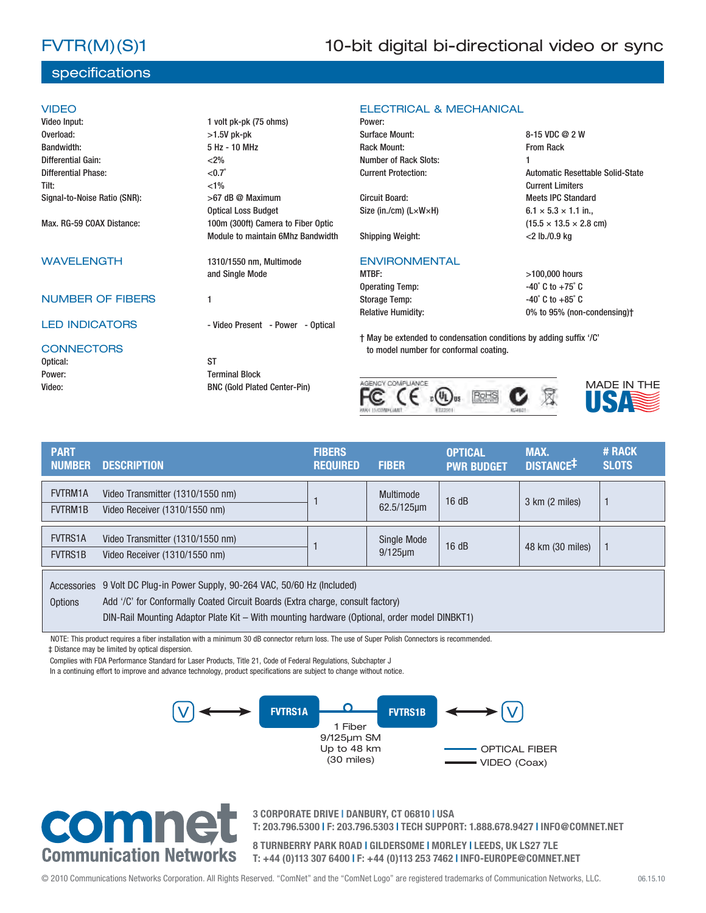# FVTR(M)(S)1

## 10-bit digital bi-directional video or sync

## specifications

### VIDEO

| | |
|---|---|
| Video Input: | 1 volt pk-pk (75 ohms) |
| Overload: | >1.5V pk-pk |
| Bandwidth: | 5 Hz - 10 MHz |
| Differential Gain: | <2% |
| Differential Phase: | <0.7˚ |
| Tilt: | <1% |
| Signal-to-Noise Ratio (SNR): | >67 dB @ Maximum Optical Loss Budget |
| Max. RG-59 COAX Distance: | 100m (300ft) Camera to Fiber Optic Module to maintain 6Mhz Bandwidth |

### WAVELENGTH

1310/1550 nm, Multimode and Single Mode

### NUMBER OF FIBERS

1

### LED INDICATORS

- Video Present - Power - Optical

### CONNECTORS

| | |
|---|---|
| Optical: | ST |
| Power: | Terminal Block |
| Video: | BNC (Gold Plated Center-Pin) |

### ELECTRICAL & MECHANICAL

| | |
|---|---|
| Power: | |
| Surface Mount: | 8-15 VDC @ 2 W |
| Rack Mount: | From Rack |
| Number of Rack Slots: | 1 |
| Current Protection: | Automatic Resettable Solid-State Current Limiters |
| Circuit Board: | Meets IPC Standard |
| Size (in./cm) (L×W×H) | 6.1 × 5.3 × 1.1 in., (15.5 × 13.5 × 2.8 cm) |
| Shipping Weight: | <2 lb./0.9 kg |

### ENVIRONMENTAL

| | |
|---|---|
| MTBF: | >100,000 hours |
| Operating Temp: | -40˚ C to +75˚ C |
| Storage Temp: | -40˚ C to +85˚ C |
| Relative Humidity: | 0% to 95% (non-condensing)† |

† May be extended to condensation conditions by adding suffix '/C' to model number for conformal coating.

AGENCY COMPLIANCE

MADE IN THE USA

| PART NUMBER | DESCRIPTION | FIBERS REQUIRED | FIBER | OPTICAL PWR BUDGET | MAX. DISTANCE‡ | # RACK SLOTS |
|---|---|---|---|---|---|---|
| FVTRM1A | Video Transmitter (1310/1550 nm) | 1 | Multimode 62.5/125µm | 16 dB | 3 km (2 miles) | 1 |
| FVTRM1B | Video Receiver (1310/1550 nm) | | | | | |
| FVTRS1A | Video Transmitter (1310/1550 nm) | 1 | Single Mode 9/125µm | 16 dB | 48 km (30 miles) | 1 |
| FVTRS1B | Video Receiver (1310/1550 nm) | | | | | |
| Accessories | 9 Volt DC Plug-in Power Supply, 90-264 VAC, 50/60 Hz (Included) | | | | | |
| Options | Add '/C' for Conformally Coated Circuit Boards (Extra charge, consult factory) | | | | | |
| | DIN-Rail Mounting Adaptor Plate Kit – With mounting hardware (Optional, order model DINBKT1) | | | | | |

NOTE: This product requires a fiber installation with a minimum 30 dB connector return loss. The use of Super Polish Connectors is recommended.
‡ Distance may be limited by optical dispersion.
Complies with FDA Performance Standard for Laser Products, Title 21, Code of Federal Regulations, Subchapter J
In a continuing effort to improve and advance technology, product specifications are subject to change without notice.

V
FVTRS1A
FVTRS1B
V
1 Fiber
9/125µm SM
Up to 48 km
(30 miles)
OPTICAL FIBER
VIDEO (Coax)

comnet Communication Networks

3 CORPORATE DRIVE | DANBURY, CT 06810 | USA
T: 203.796.5300 | F: 203.796.5303 | TECH SUPPORT: 1.888.678.9427 | INFO@COMNET.NET

8 TURNBERRY PARK ROAD | GILDERSOME | MORLEY | LEEDS, UK LS27 7LE
T: +44 (0)113 307 6400 | F: +44 (0)113 253 7462 | INFO-EUROPE@COMNET.NET

© 2010 Communications Networks Corporation. All Rights Reserved. "ComNet" and the "ComNet Logo" are registered trademarks of Communication Networks, LLC. 06.15.10